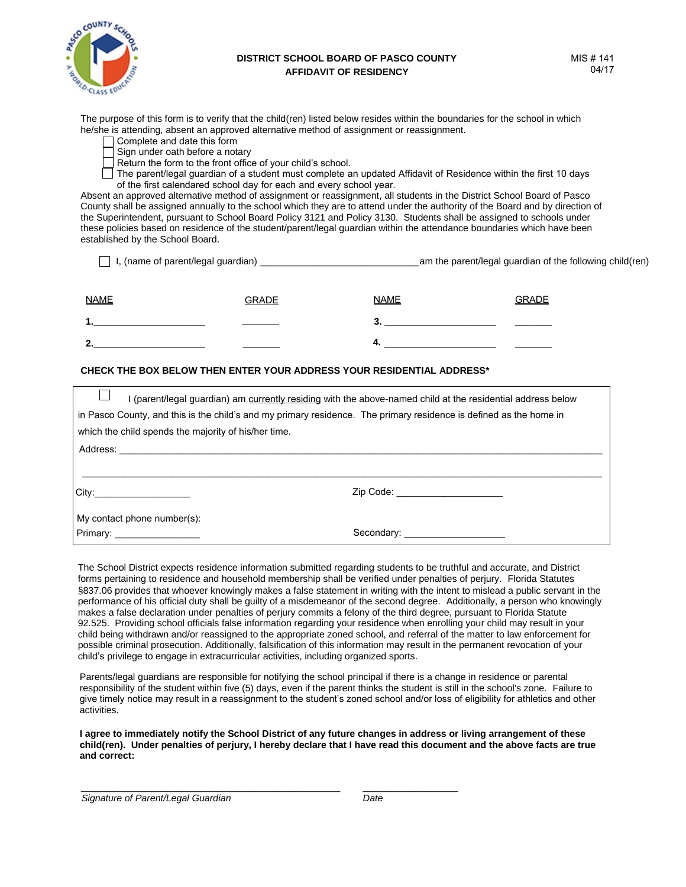# DISTRICT SCHOOL BOARD OF PASCO COUNTY
## AFFIDAVIT OF RESIDENCY

MIS # 141
04/17

The purpose of this form is to verify that the child(ren) listed below resides within the boundaries for the school in which he/she is attending, absent an approved alternative method of assignment or reassignment.

- ☐ Complete and date this form
- ☐ Sign under oath before a notary
- ☐ Return the form to the front office of your child's school.
- ☐ The parent/legal guardian of a student must complete an updated Affidavit of Residence within the first 10 days of the first calendared school day for each and every school year.

Absent an approved alternative method of assignment or reassignment, all students in the District School Board of Pasco County shall be assigned annually to the school which they are to attend under the authority of the Board and by direction of the Superintendent, pursuant to School Board Policy 3121 and Policy 3130. Students shall be assigned to schools under these policies based on residence of the student/parent/legal guardian within the attendance boundaries which have been established by the School Board.

☐ I, (name of parent/legal guardian) ______________________________am the parent/legal guardian of the following child(ren)

| NAME | GRADE | NAME | GRADE |
|---|---|---|---|
| 1.____________________ | _______ | 3. ____________________ | _______ |
| 2.____________________ | _______ | 4. ____________________ | _______ |

**CHECK THE BOX BELOW THEN ENTER YOUR ADDRESS YOUR RESIDENTIAL ADDRESS***

☐ I (parent/legal guardian) am currently residing with the above-named child at the residential address below in Pasco County, and this is the child's and my primary residence. The primary residence is defined as the home in which the child spends the majority of his/her time.

Address: ________________________________________________________________________________

________________________________________________________________________________

City:__________________ Zip Code: ____________________

My contact phone number(s):

Primary: ________________ Secondary: ___________________

The School District expects residence information submitted regarding students to be truthful and accurate, and District forms pertaining to residence and household membership shall be verified under penalties of perjury. Florida Statutes §837.06 provides that whoever knowingly makes a false statement in writing with the intent to mislead a public servant in the performance of his official duty shall be guilty of a misdemeanor of the second degree. Additionally, a person who knowingly makes a false declaration under penalties of perjury commits a felony of the third degree, pursuant to Florida Statute 92.525. Providing school officials false information regarding your residence when enrolling your child may result in your child being withdrawn and/or reassigned to the appropriate zoned school, and referral of the matter to law enforcement for possible criminal prosecution. Additionally, falsification of this information may result in the permanent revocation of your child's privilege to engage in extracurricular activities, including organized sports.

Parents/legal guardians are responsible for notifying the school principal if there is a change in residence or parental responsibility of the student within five (5) days, even if the parent thinks the student is still in the school's zone. Failure to give timely notice may result in a reassignment to the student's zoned school and/or loss of eligibility for athletics and other activities.

**I agree to immediately notify the School District of any future changes in address or living arrangement of these child(ren). Under penalties of perjury, I hereby declare that I have read this document and the above facts are true and correct:**

_________________________________________________ __________________

*Signature of Parent/Legal Guardian* *Date*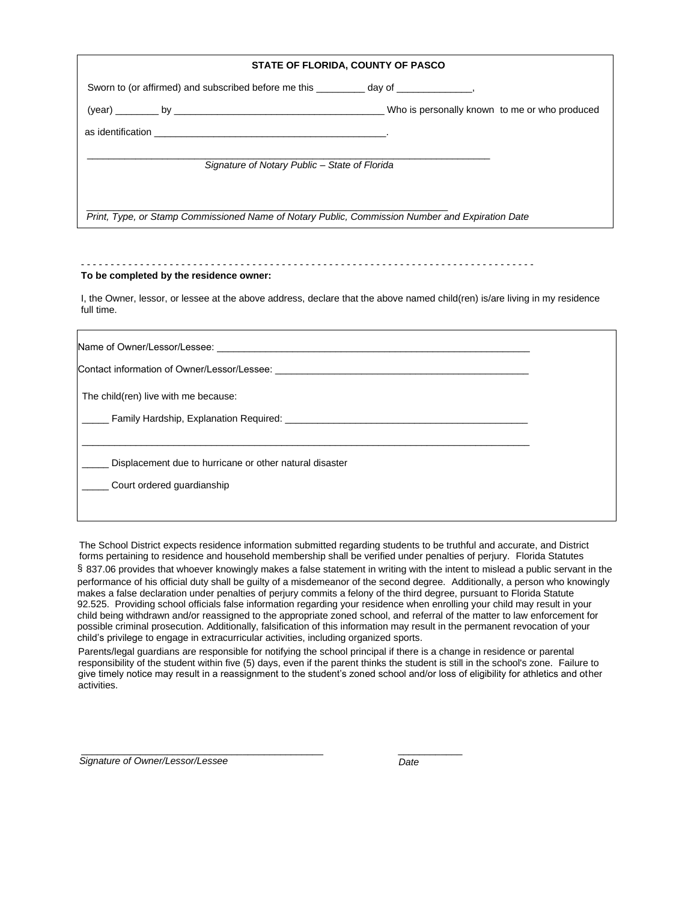**STATE OF FLORIDA, COUNTY OF PASCO**

Sworn to (or affirmed) and subscribed before me this _________ day of ______________,

(year) ________ by ______________________________________ Who is personally known to me or who produced

as identification ____________________________________________.

_____________________________________________________________________

*Signature of Notary Public – State of Florida*

_____________________________________________________________________

*Print, Type, or Stamp Commissioned Name of Notary Public, Commission Number and Expiration Date*

- - - - - - - - - - - - - - - - - - - - - - - - - - - - - - - - - - - - - - - - - - - - - - - - - - - - - - - - - - - - - - - - - - - - - - - - - - - -

**To be completed by the residence owner:**

I, the Owner, lessor, or lessee at the above address, declare that the above named child(ren) is/are living in my residence full time.

Name of Owner/Lessor/Lessee: ____________________________________________________________

Contact information of Owner/Lessor/Lessee: _______________________________________________

The child(ren) live with me because:

_____ Family Hardship, Explanation Required: ______________________________________________

_____________________________________________________________________________________

_____ Displacement due to hurricane or other natural disaster

_____ Court ordered guardianship

The School District expects residence information submitted regarding students to be truthful and accurate, and District forms pertaining to residence and household membership shall be verified under penalties of perjury. Florida Statutes § 837.06 provides that whoever knowingly makes a false statement in writing with the intent to mislead a public servant in the performance of his official duty shall be guilty of a misdemeanor of the second degree. Additionally, a person who knowingly makes a false declaration under penalties of perjury commits a felony of the third degree, pursuant to Florida Statute 92.525. Providing school officials false information regarding your residence when enrolling your child may result in your child being withdrawn and/or reassigned to the appropriate zoned school, and referral of the matter to law enforcement for possible criminal prosecution. Additionally, falsification of this information may result in the permanent revocation of your child's privilege to engage in extracurricular activities, including organized sports.

Parents/legal guardians are responsible for notifying the school principal if there is a change in residence or parental responsibility of the student within five (5) days, even if the parent thinks the student is still in the school's zone. Failure to give timely notice may result in a reassignment to the student's zoned school and/or loss of eligibility for athletics and other activities.

_____________________________________________ ____________

*Signature of Owner/Lessor/Lessee* *Date*